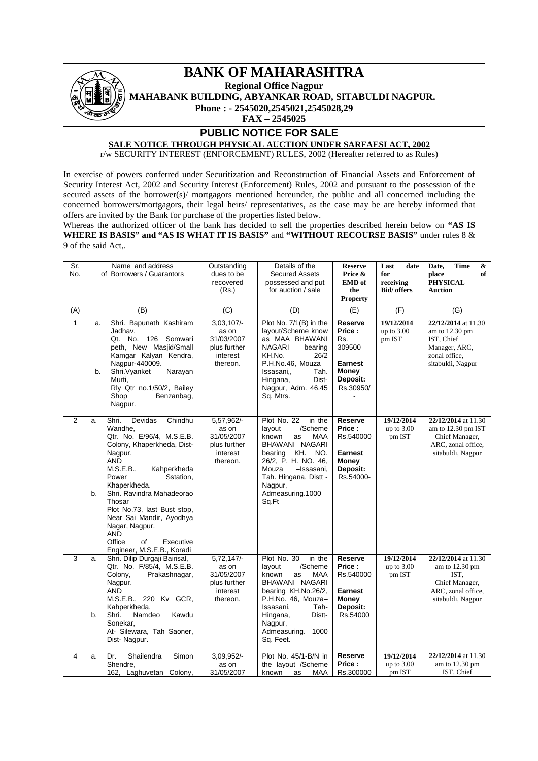# BANK OF MAHARASHTRA

**Regional Office Nagpur**

**MAHABANK BUILDING, ABYANKAR ROAD, SITABULDI NAGPUR.**

**Phone : - 2545020,2545021,2545028,29**

**FAX – 2545025**

## PUBLIC NOTICE FOR SALE

**SALE NOTICE THROUGH PHYSICAL AUCTION UNDER SARFAESI ACT, 2002**

r/w SECURITY INTEREST (ENFORCEMENT) RULES, 2002 (Hereafter referred to as Rules)

In exercise of powers conferred under Securitization and Reconstruction of Financial Assets and Enforcement of Security Interest Act, 2002 and Security Interest (Enforcement) Rules, 2002 and pursuant to the possession of the secured assets of the borrower(s)/ mortgagors mentioned hereunder, the public and all concerned including the concerned borrowers/mortgagors, their legal heirs/ representatives, as the case may be are hereby informed that offers are invited by the Bank for purchase of the properties listed below.

Whereas the authorized officer of the bank has decided to sell the properties described herein below on **"AS IS WHERE IS BASIS" and "AS IS WHAT IT IS BASIS"** and **"WITHOUT RECOURSE BASIS"** under rules 8 & 9 of the said Act,.

| Sr. No. | Name and address of Borrowers / Guarantors | Outstanding dues to be recovered (Rs.) | Details of the Secured Assets possessed and put for auction / sale | **Reserve Price & EMD of the Property** | **Last date for receiving Bid/ offers** | **Date, Time & place of PHYSICAL Auction** |
|---|---|---|---|---|---|---|
| (A) | (B) | (C) | (D) | (E) | (F) | (G) |
| 1 | a. Shri. Bapunath Kashiram Jadhav, Qt. No. 126 Somwari peth, New Masjid/Small Kamgar Kalyan Kendra, Nagpur-440009.<br>b. Shri.Vyanket Narayan Murti, Rly Qtr no.1/50/2, Bailey Shop Benzanbag, Nagpur. | 3,03,107/- as on 31/03/2007 plus further interest thereon. | Plot No. 7/1(B) in the layout/Scheme know as MAA BHAWANI NAGARI bearing KH.No. 26/2 P.H.No.46, Mouza – Issasani,, Tah. Hingana, Dist-Nagpur, Adm. 46.45 Sq. Mtrs. | **Reserve Price :** Rs. 309500<br>**Earnest Money Deposit:** Rs.30950/- | **19/12/2014** up to 3.00 pm IST | **22/12/2014** at 11.30 am to 12.30 pm IST, Chief Manager, ARC, zonal office, sitabuldi, Nagpur |
| 2 | a. Shri. Devidas Chindhu Wandhe, Qtr. No. E/96/4, M.S.E.B. Colony, Khaperkheda, Dist-Nagpur. AND M.S.E.B., Kahperkheda Power Sstation, Khaperkheda.<br>b. Shri. Ravindra Mahadeorao Thosar Plot No.73, last Bust stop, Near Sai Mandir, Ayodhya Nagar, Nagpur. AND Office of Executive Engineer, M.S.E.B., Koradi | 5,57,962/- as on 31/05/2007 plus further interest thereon. | Plot No. 22 in the layout /Scheme known as MAA BHAWANI NAGARI bearing KH. NO. 26/2, P. H. NO. 46, Mouza –Issasani, Tah. Hingana, Distt - Nagpur, Admeasuring.1000 Sq.Ft | **Reserve Price :** Rs.540000<br>**Earnest Money Deposit:** Rs.54000- | **19/12/2014** up to 3.00 pm IST | **22/12/2014** at 11.30 am to 12.30 pm IST Chief Manager, ARC, zonal office, sitabuldi, Nagpur |
| 3 | a. Shri. Dilip Durgaji Bairisal, Qtr. No. F/85/4, M.S.E.B. Colony, Prakashnagar, Nagpur. AND M.S.E.B., 220 Kv GCR, Kahperkheda.<br>b. Shri. Namdeo Kawdu Sonekar, At- Silewara, Tah Saoner, Dist- Nagpur. | 5,72,147/- as on 31/05/2007 plus further interest thereon. | Plot No. 30 in the layout /Scheme known as MAA BHAWANI NAGARI bearing KH.No.26/2, P.H.No. 46, Mouza– Issasani, Tah-Hingana, Distt-Nagpur, Admeasuring. 1000 Sq. Feet. | **Reserve Price :** Rs.540000<br>**Earnest Money Deposit:** Rs.54000 | **19/12/2014** up to 3.00 pm IST | **22/12/2014** at 11.30 am to 12.30 pm IST, Chief Manager, ARC, zonal office, sitabuldi, Nagpur |
| 4 | a. Dr. Shailendra Simon Shendre, 162, Laghuvetan Colony, | 3,09,952/- as on 31/05/2007 | Plot No. 45/1-B/N in the layout /Scheme known as MAA | **Reserve Price :** Rs.300000 | **19/12/2014** up to 3.00 pm IST | **22/12/2014** at 11.30 am to 12.30 pm IST, Chief |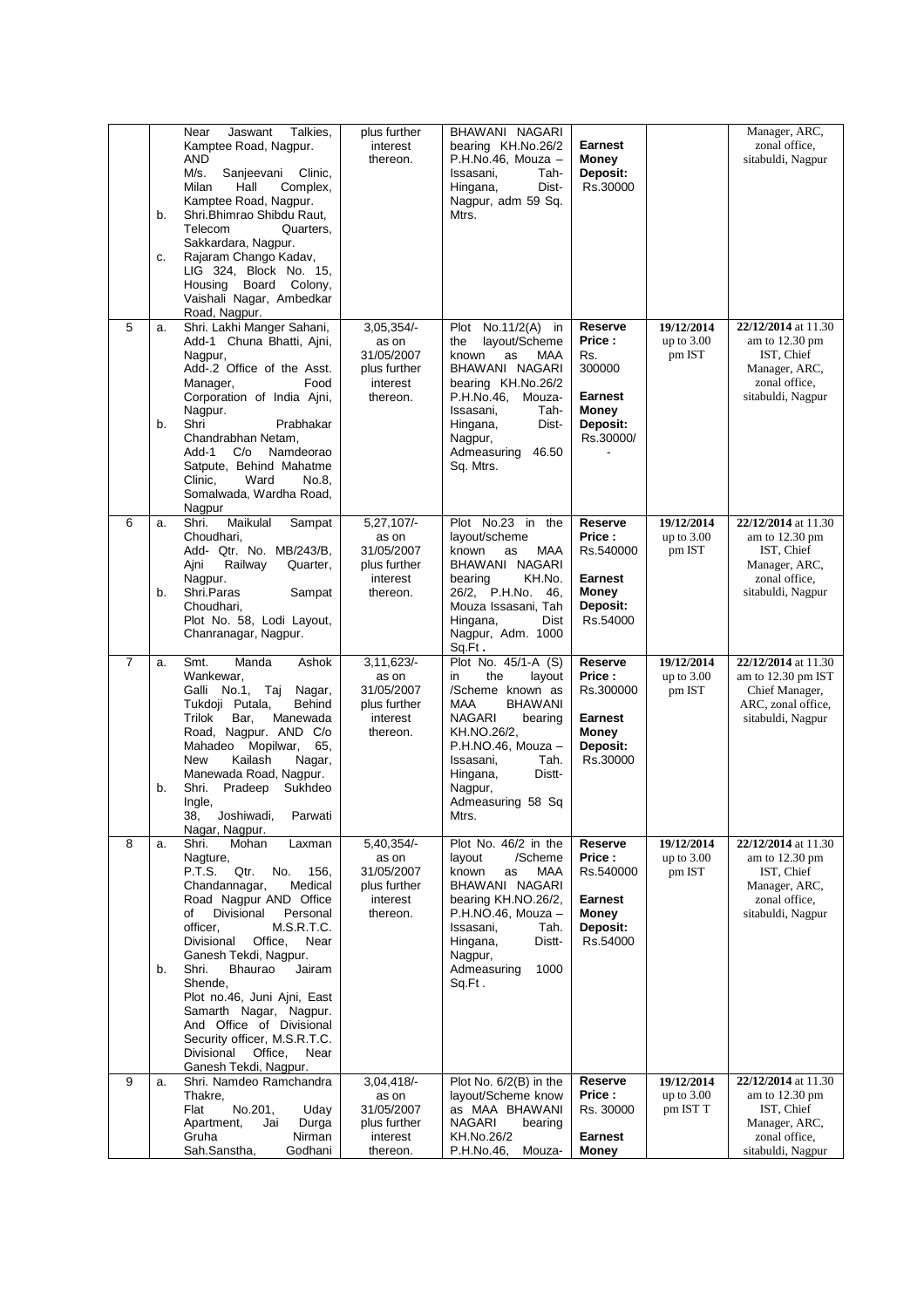|  |  |  |  |  |  |  |  |
|---|---|---|---|---|---|---|---|
|  |  | Near Jaswant Talkies, Kamptee Road, Nagpur. AND M/s. Sanjeevani Clinic, Milan Hall Complex, Kamptee Road, Nagpur. | plus further interest thereon. | BHAWANI NAGARI bearing KH.No.26/2 P.H.No.46, Mouza – Issasani, Tah- Hingana, Dist- Nagpur, adm 59 Sq. Mtrs. | **Earnest Money Deposit:** Rs.30000 |  | Manager, ARC, zonal office, sitabuldi, Nagpur |
|  | b. | Shri.Bhimrao Shibdu Raut, Telecom Quarters, Sakkardara, Nagpur. |  |  |  |  |  |
|  | c. | Rajaram Chango Kadav, LIG 324, Block No. 15, Housing Board Colony, Vaishali Nagar, Ambedkar Road, Nagpur. |  |  |  |  |  |
| 5 | a. | Shri. Lakhi Manger Sahani, Add-1 Chuna Bhatti, Ajni, Nagpur, Add-.2 Office of the Asst. Manager, Food Corporation of India Ajni, Nagpur. | 3,05,354/- as on 31/05/2007 plus further interest thereon. | Plot No.11/2(A) in the layout/Scheme known as MAA BHAWANI NAGARI bearing KH.No.26/2 P.H.No.46, Mouza- Issasani, Tah- Hingana, Dist- Nagpur, Admeasuring 46.50 Sq. Mtrs. | **Reserve Price :** Rs. 300000 **Earnest Money Deposit:** Rs.30000/- | **19/12/2014** up to 3.00 pm IST | **22/12/2014** at 11.30 am to 12.30 pm IST, Chief Manager, ARC, zonal office, sitabuldi, Nagpur |
|  | b. | Shri Prabhakar Chandrabhan Netam, Add-1 C/o Namdeorao Satpute, Behind Mahatme Clinic, Ward No.8, Somalwada, Wardha Road, Nagpur |  |  |  |  |  |
| 6 | a. | Shri. Maikulal Sampat Choudhari, Add- Qtr. No. MB/243/B, Ajni Railway Quarter, Nagpur. | 5,27,107/- as on 31/05/2007 plus further interest thereon. | Plot No.23 in the layout/scheme known as MAA BHAWANI NAGARI bearing KH.No. 26/2, P.H.No. 46, Mouza Issasani, Tah Hingana, Dist Nagpur, Adm. 1000 Sq.Ft. | **Reserve Price :** Rs.540000 **Earnest Money Deposit:** Rs.54000 | **19/12/2014** up to 3.00 pm IST | **22/12/2014** at 11.30 am to 12.30 pm IST, Chief Manager, ARC, zonal office, sitabuldi, Nagpur |
|  | b. | Shri.Paras Sampat Choudhari, Plot No. 58, Lodi Layout, Chanranagar, Nagpur. |  |  |  |  |  |
| 7 | a. | Smt. Manda Ashok Wankewar, Galli No.1, Taj Nagar, Tukdoji Putala, Behind Trilok Bar, Manewada Road, Nagpur. AND C/o Mahadeo Mopilwar, 65, New Kailash Nagar, Manewada Road, Nagpur. | 3,11,623/- as on 31/05/2007 plus further interest thereon. | Plot No. 45/1-A (S) in the layout /Scheme known as MAA BHAWANI NAGARI bearing KH.NO.26/2, P.H.NO.46, Mouza – Issasani, Tah. Hingana, Distt- Nagpur, Admeasuring 58 Sq Mtrs. | **Reserve Price :** Rs.300000 **Earnest Money Deposit:** Rs.30000 | **19/12/2014** up to 3.00 pm IST | **22/12/2014** at 11.30 am to 12.30 pm IST Chief Manager, ARC, zonal office, sitabuldi, Nagpur |
|  | b. | Shri. Pradeep Sukhdeo Ingle, 38, Joshiwadi, Parwati Nagar, Nagpur. |  |  |  |  |  |
| 8 | a. | Shri. Mohan Laxman Nagture, P.T.S. Qtr. No. 156, Chandannagar, Medical Road Nagpur AND Office of Divisional Personal officer, M.S.R.T.C. Divisional Office, Near Ganesh Tekdi, Nagpur. | 5,40,354/- as on 31/05/2007 plus further interest thereon. | Plot No. 46/2 in the layout /Scheme known as MAA BHAWANI NAGARI bearing KH.NO.26/2, P.H.NO.46, Mouza – Issasani, Tah. Hingana, Distt- Nagpur, Admeasuring 1000 Sq.Ft. | **Reserve Price :** Rs.540000 **Earnest Money Deposit:** Rs.54000 | **19/12/2014** up to 3.00 pm IST | **22/12/2014** at 11.30 am to 12.30 pm IST, Chief Manager, ARC, zonal office, sitabuldi, Nagpur |
|  | b. | Shri. Bhaurao Jairam Shende, Plot no.46, Juni Ajni, East Samarth Nagar, Nagpur. And Office of Divisional Security officer, M.S.R.T.C. Divisional Office, Near Ganesh Tekdi, Nagpur. |  |  |  |  |  |
| 9 | a. | Shri. Namdeo Ramchandra Thakre, Flat No.201, Uday Apartment, Jai Durga Gruha Nirman Sah.Sanstha, Godhani | 3,04,418/- as on 31/05/2007 plus further interest thereon. | Plot No. 6/2(B) in the layout/Scheme know as MAA BHAWANI NAGARI bearing KH.No.26/2 P.H.No.46, Mouza- | **Reserve Price :** Rs. 30000 **Earnest Money** | **19/12/2014** up to 3.00 pm IST T | **22/12/2014** at 11.30 am to 12.30 pm IST, Chief Manager, ARC, zonal office, sitabuldi, Nagpur |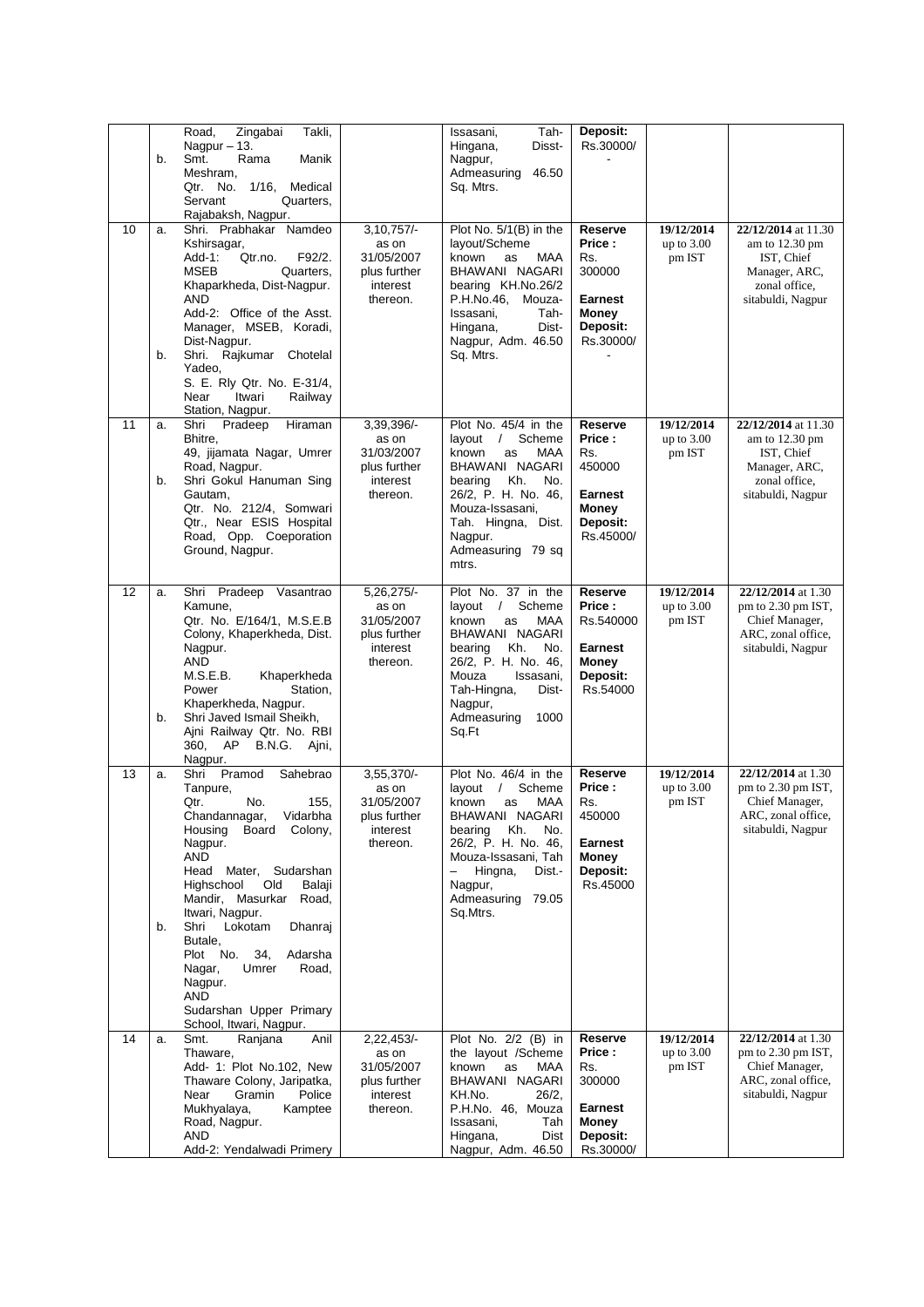| | | | | | | | |
|---|---|---|---|---|---|---|---|
| | | Road, Zingabai Takli, Nagpur – 13. | | Issasani, Tah-Hingana, Disst-Nagpur, Admeasuring 46.50 Sq. Mtrs. | **Deposit:** Rs.30000/- | | |
| | b. | Smt. Rama Manik Meshram, Qtr. No. 1/16, Medical Servant Quarters, Rajabaksh, Nagpur. | | | | | |
| 10 | a. | Shri. Prabhakar Namdeo Kshirsagar, Add-1: Qtr.no. F92/2. MSEB Quarters, Khaparkheda, Dist-Nagpur. AND Add-2: Office of the Asst. Manager, MSEB, Koradi, Dist-Nagpur. | 3,10,757/- as on 31/05/2007 plus further interest thereon. | Plot No. 5/1(B) in the layout/Scheme known as MAA BHAWANI NAGARI bearing KH.No.26/2 P.H.No.46, Mouza-Issasani, Tah-Hingana, Dist-Nagpur, Adm. 46.50 Sq. Mtrs. | **Reserve Price :** Rs. 300000 **Earnest Money Deposit:** Rs.30000/- | **19/12/2014** up to 3.00 pm IST | **22/12/2014** at 11.30 am to 12.30 pm IST, Chief Manager, ARC, zonal office, sitabuldi, Nagpur |
| | b. | Shri. Rajkumar Chotelal Yadeo, S. E. Rly Qtr. No. E-31/4, Near Itwari Railway Station, Nagpur. | | | | | |
| 11 | a. | Shri Pradeep Hiraman Bhitre, 49, jijamata Nagar, Umrer Road, Nagpur. | 3,39,396/- as on 31/03/2007 plus further interest thereon. | Plot No. 45/4 in the layout / Scheme known as MAA BHAWANI NAGARI bearing Kh. No. 26/2, P. H. No. 46, Mouza-Issasani, Tah. Hingna, Dist. Nagpur. Admeasuring 79 sq mtrs. | **Reserve Price :** Rs. 450000 **Earnest Money Deposit:** Rs.45000/ | **19/12/2014** up to 3.00 pm IST | **22/12/2014** at 11.30 am to 12.30 pm IST, Chief Manager, ARC, zonal office, sitabuldi, Nagpur |
| | b. | Shri Gokul Hanuman Sing Gautam, Qtr. No. 212/4, Somwari Qtr., Near ESIS Hospital Road, Opp. Coeporation Ground, Nagpur. | | | | | |
| 12 | a. | Shri Pradeep Vasantrao Kamune, Qtr. No. E/164/1, M.S.E.B Colony, Khaperkheda, Dist. Nagpur. AND M.S.E.B. Khaperkheda Power Station, Khaperkheda, Nagpur. | 5,26,275/- as on 31/05/2007 plus further interest thereon. | Plot No. 37 in the layout / Scheme known as MAA BHAWANI NAGARI bearing Kh. No. 26/2, P. H. No. 46, Mouza Issasani, Tah-Hingna, Dist-Nagpur, Admeasuring 1000 Sq.Ft | **Reserve Price :** Rs.540000 **Earnest Money Deposit:** Rs.54000 | **19/12/2014** up to 3.00 pm IST | **22/12/2014** at 1.30 pm to 2.30 pm IST, Chief Manager, ARC, zonal office, sitabuldi, Nagpur |
| | b. | Shri Javed Ismail Sheikh, Ajni Railway Qtr. No. RBI 360, AP B.N.G. Ajni, Nagpur. | | | | | |
| 13 | a. | Shri Pramod Sahebrao Tanpure, Qtr. No. 155, Chandannagar, Vidarbha Housing Board Colony, Nagpur. AND Head Mater, Sudarshan Highschool Old Balaji Mandir, Masurkar Road, Itwari, Nagpur. | 3,55,370/- as on 31/05/2007 plus further interest thereon. | Plot No. 46/4 in the layout / Scheme known as MAA BHAWANI NAGARI bearing Kh. No. 26/2, P. H. No. 46, Mouza-Issasani, Tah – Hingna, Dist.- Nagpur, Admeasuring 79.05 Sq.Mtrs. | **Reserve Price :** Rs. 450000 **Earnest Money Deposit:** Rs.45000 | **19/12/2014** up to 3.00 pm IST | **22/12/2014** at 1.30 pm to 2.30 pm IST, Chief Manager, ARC, zonal office, sitabuldi, Nagpur |
| | b. | Shri Lokotam Dhanraj Butale, Plot No. 34, Adarsha Nagar, Umrer Road, Nagpur. AND Sudarshan Upper Primary School, Itwari, Nagpur. | | | | | |
| 14 | a. | Smt. Ranjana Anil Thaware, Add- 1: Plot No.102, New Thaware Colony, Jaripatka, Near Gramin Police Mukhyalaya, Kamptee Road, Nagpur. AND Add-2: Yendalwadi Primery | 2,22,453/- as on 31/05/2007 plus further interest thereon. | Plot No. 2/2 (B) in the layout /Scheme known as MAA BHAWANI NAGARI KH.No. 26/2, P.H.No. 46, Mouza Issasani, Tah Hingana, Dist Nagpur, Adm. 46.50 | **Reserve Price :** Rs. 300000 **Earnest Money Deposit:** Rs.30000/ | **19/12/2014** up to 3.00 pm IST | **22/12/2014** at 1.30 pm to 2.30 pm IST, Chief Manager, ARC, zonal office, sitabuldi, Nagpur |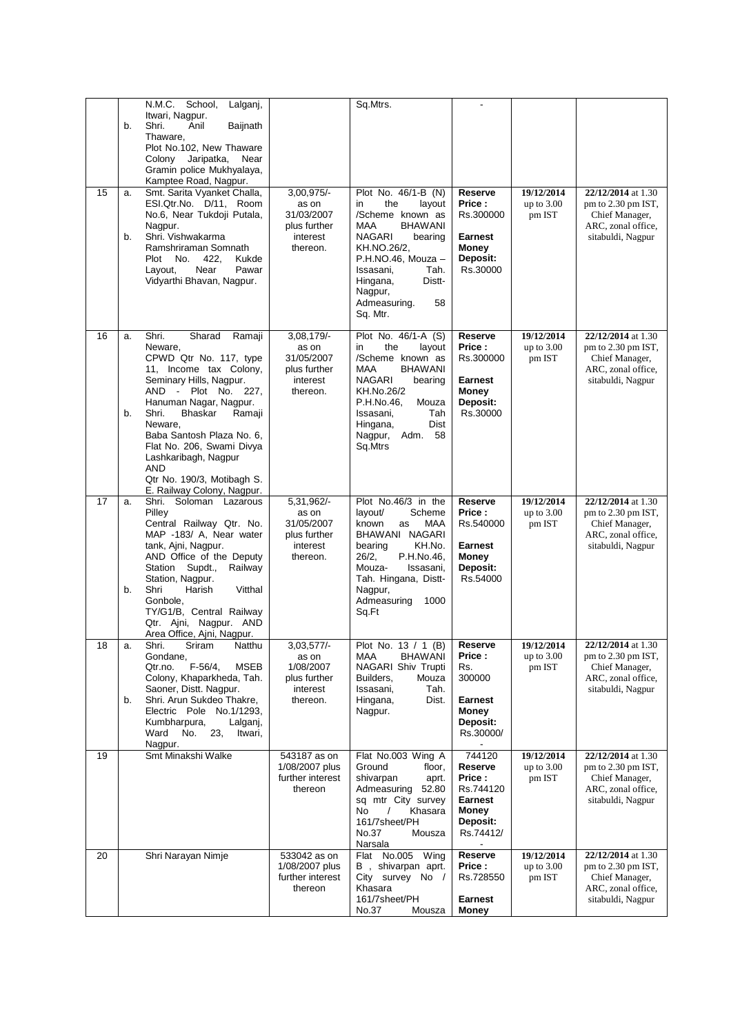| | | | | | | | |
|---|---|---|---|---|---|---|---|
| | | N.M.C. School, Lalganj, Itwari, Nagpur. | | Sq.Mtrs. | - | | |
| | b. | Shri. Anil Baijnath Thaware, Plot No.102, New Thaware Colony Jaripatka, Near Gramin police Mukhyalaya, Kamptee Road, Nagpur. | | | | | |
| 15 | a. | Smt. Sarita Vyanket Challa, ESI.Qtr.No. D/11, Room No.6, Near Tukdoji Putala, Nagpur. | 3,00,975/- as on 31/03/2007 plus further interest thereon. | Plot No. 46/1-B (N) in the layout /Scheme known as MAA BHAWANI NAGARI bearing KH.NO.26/2, P.H.NO.46, Mouza – Issasani, Tah. Hingana, Distt- Nagpur, Admeasuring. 58 Sq. Mtr. | **Reserve Price :** Rs.300000 **Earnest Money Deposit:** Rs.30000 | 19/12/2014 up to 3.00 pm IST | 22/12/2014 at 1.30 pm to 2.30 pm IST, Chief Manager, ARC, zonal office, sitabuldi, Nagpur |
| | b. | Shri. Vishwakarma Ramshriraman Somnath Plot No. 422, Kukde Layout, Near Pawar Vidyarthi Bhavan, Nagpur. | | | | | |
| 16 | a. | Shri. Sharad Ramaji Neware, CPWD Qtr No. 117, type 11, Income tax Colony, Seminary Hills, Nagpur. AND - Plot No. 227, Hanuman Nagar, Nagpur. | 3,08,179/- as on 31/05/2007 plus further interest thereon. | Plot No. 46/1-A (S) in the layout /Scheme known as MAA BHAWANI NAGARI bearing KH.No.26/2 P.H.No.46, Mouza Issasani, Tah Hingana, Dist Nagpur, Adm. 58 Sq.Mtrs | **Reserve Price :** Rs.300000 **Earnest Money Deposit:** Rs.30000 | 19/12/2014 up to 3.00 pm IST | 22/12/2014 at 1.30 pm to 2.30 pm IST, Chief Manager, ARC, zonal office, sitabuldi, Nagpur |
| | b. | Shri. Bhaskar Ramaji Neware, Baba Santosh Plaza No. 6, Flat No. 206, Swami Divya Lashkaribagh, Nagpur AND Qtr No. 190/3, Motibagh S. E. Railway Colony, Nagpur. | | | | | |
| 17 | a. | Shri. Soloman Lazarous Pilley Central Railway Qtr. No. MAP -183/ A, Near water tank, Ajni, Nagpur. AND Office of the Deputy Station Supdt., Railway Station, Nagpur. | 5,31,962/- as on 31/05/2007 plus further interest thereon. | Plot No.46/3 in the layout/ Scheme known as MAA BHAWANI NAGARI bearing KH.No. 26/2, P.H.No.46, Mouza- Issasani, Tah. Hingana, Distt- Nagpur, Admeasuring 1000 Sq.Ft | **Reserve Price :** Rs.540000 **Earnest Money Deposit:** Rs.54000 | 19/12/2014 up to 3.00 pm IST | 22/12/2014 at 1.30 pm to 2.30 pm IST, Chief Manager, ARC, zonal office, sitabuldi, Nagpur |
| | b. | Shri Harish Vitthal Gonbole, TY/G1/B, Central Railway Qtr. Ajni, Nagpur. AND Area Office, Ajni, Nagpur. | | | | | |
| 18 | a. | Shri. Sriram Natthu Gondane, Qtr.no. F-56/4, MSEB Colony, Khaparkheda, Tah. Saoner, Distt. Nagpur. | 3,03,577/- as on 1/08/2007 plus further interest thereon. | Plot No. 13 / 1 (B) MAA BHAWANI NAGARI Shiv Trupti Builders, Mouza Issasani, Tah. Hingana, Dist. Nagpur. | **Reserve Price :** Rs. 300000 **Earnest Money Deposit:** Rs.30000/- | 19/12/2014 up to 3.00 pm IST | 22/12/2014 at 1.30 pm to 2.30 pm IST, Chief Manager, ARC, zonal office, sitabuldi, Nagpur |
| | b. | Shri. Arun Sukdeo Thakre, Electric Pole No.1/1293, Kumbharpura, Lalganj, Ward No. 23, Itwari, Nagpur. | | | | | |
| 19 | | Smt Minakshi Walke | 543187 as on 1/08/2007 plus further interest thereon | Flat No.003 Wing A Ground floor, shivarpan aprt. Admeasuring 52.80 sq mtr City survey No / Khasara 161/7sheet/PH No.37 Mousza Narsala | 744120 **Reserve Price :** Rs.744120 **Earnest Money Deposit:** Rs.74412/- | 19/12/2014 up to 3.00 pm IST | 22/12/2014 at 1.30 pm to 2.30 pm IST, Chief Manager, ARC, zonal office, sitabuldi, Nagpur |
| 20 | | Shri Narayan Nimje | 533042 as on 1/08/2007 plus further interest thereon | Flat No.005 Wing B , shivarpan aprt. City survey No / Khasara 161/7sheet/PH No.37 Mousza | **Reserve Price :** Rs.728550 **Earnest Money** | 19/12/2014 up to 3.00 pm IST | 22/12/2014 at 1.30 pm to 2.30 pm IST, Chief Manager, ARC, zonal office, sitabuldi, Nagpur |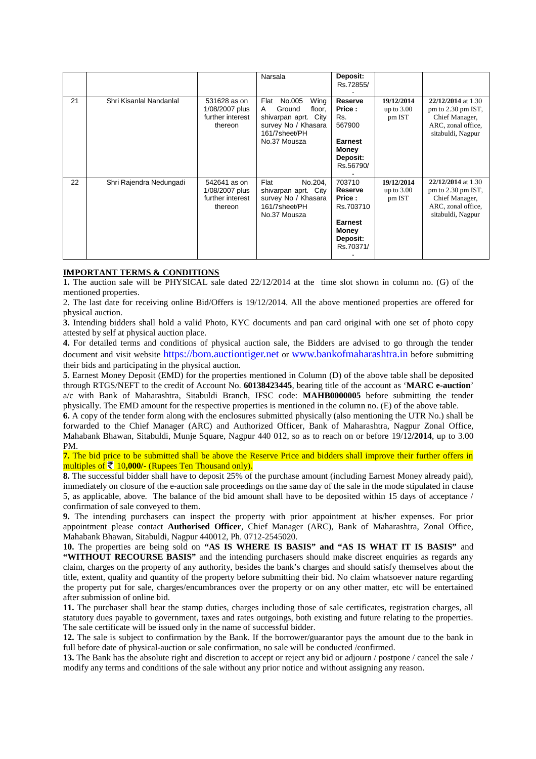|  |  |  | Narsala | **Deposit:** Rs.72855/ - |  |  |
|---|---|---|---|---|---|---|
| 21 | Shri Kisanlal Nandanlal | 531628 as on 1/08/2007 plus further interest thereon | Flat No.005 Wing A Ground floor, shivarpan aprt. City survey No / Khasara 161/7sheet/PH No.37 Mousza | **Reserve Price :** Rs. 567900 **Earnest Money Deposit:** Rs.56790/ - | **19/12/2014** up to 3.00 pm IST | **22/12/2014** at 1.30 pm to 2.30 pm IST, Chief Manager, ARC, zonal office, sitabuldi, Nagpur |
| 22 | Shri Rajendra Nedungadi | 542641 as on 1/08/2007 plus further interest thereon | Flat No.204, shivarpan aprt. City survey No / Khasara 161/7sheet/PH No.37 Mousza | 703710 **Reserve Price :** Rs.703710 **Earnest Money Deposit:** Rs.70371/ - | **19/12/2014** up to 3.00 pm IST | **22/12/2014** at 1.30 pm to 2.30 pm IST, Chief Manager, ARC, zonal office, sitabuldi, Nagpur |

**IMPORTANT TERMS & CONDITIONS**

**1.** The auction sale will be PHYSICAL sale dated 22/12/2014 at the time slot shown in column no. (G) of the mentioned properties.

2. The last date for receiving online Bid/Offers is 19/12/2014. All the above mentioned properties are offered for physical auction.

**3.** Intending bidders shall hold a valid Photo, KYC documents and pan card original with one set of photo copy attested by self at physical auction place.

**4.** For detailed terms and conditions of physical auction sale, the Bidders are advised to go through the tender document and visit website https://bom.auctiontiger.net or www.bankofmaharashtra.in before submitting their bids and participating in the physical auction.

**5**. Earnest Money Deposit (EMD) for the properties mentioned in Column (D) of the above table shall be deposited through RTGS/NEFT to the credit of Account No. **60138423445**, bearing title of the account as '**MARC e-auction**' a/c with Bank of Maharashtra, Sitabuldi Branch, IFSC code: **MAHB0000005** before submitting the tender physically. The EMD amount for the respective properties is mentioned in the column no. (E) of the above table.

**6.** A copy of the tender form along with the enclosures submitted physically (also mentioning the UTR No.) shall be forwarded to the Chief Manager (ARC) and Authorized Officer, Bank of Maharashtra, Nagpur Zonal Office, Mahabank Bhawan, Sitabuldi, Munje Square, Nagpur 440 012, so as to reach on or before 19/12/**2014**, up to 3.00 PM.

**7.** The bid price to be submitted shall be above the Reserve Price and bidders shall improve their further offers in multiples of ₹ 10**,000/-** (Rupees Ten Thousand only).

**8.** The successful bidder shall have to deposit 25% of the purchase amount (including Earnest Money already paid), immediately on closure of the e-auction sale proceedings on the same day of the sale in the mode stipulated in clause 5, as applicable, above. The balance of the bid amount shall have to be deposited within 15 days of acceptance / confirmation of sale conveyed to them.

**9.** The intending purchasers can inspect the property with prior appointment at his/her expenses. For prior appointment please contact **Authorised Officer**, Chief Manager (ARC), Bank of Maharashtra, Zonal Office, Mahabank Bhawan, Sitabuldi, Nagpur 440012, Ph. 0712-2545020.

**10.** The properties are being sold on **"AS IS WHERE IS BASIS" and "AS IS WHAT IT IS BASIS"** and **"WITHOUT RECOURSE BASIS"** and the intending purchasers should make discreet enquiries as regards any claim, charges on the property of any authority, besides the bank's charges and should satisfy themselves about the title, extent, quality and quantity of the property before submitting their bid. No claim whatsoever nature regarding the property put for sale, charges/encumbrances over the property or on any other matter, etc will be entertained after submission of online bid.

**11.** The purchaser shall bear the stamp duties, charges including those of sale certificates, registration charges, all statutory dues payable to government, taxes and rates outgoings, both existing and future relating to the properties. The sale certificate will be issued only in the name of successful bidder.

**12.** The sale is subject to confirmation by the Bank. If the borrower/guarantor pays the amount due to the bank in full before date of physical-auction or sale confirmation, no sale will be conducted /confirmed.

**13.** The Bank has the absolute right and discretion to accept or reject any bid or adjourn / postpone / cancel the sale / modify any terms and conditions of the sale without any prior notice and without assigning any reason.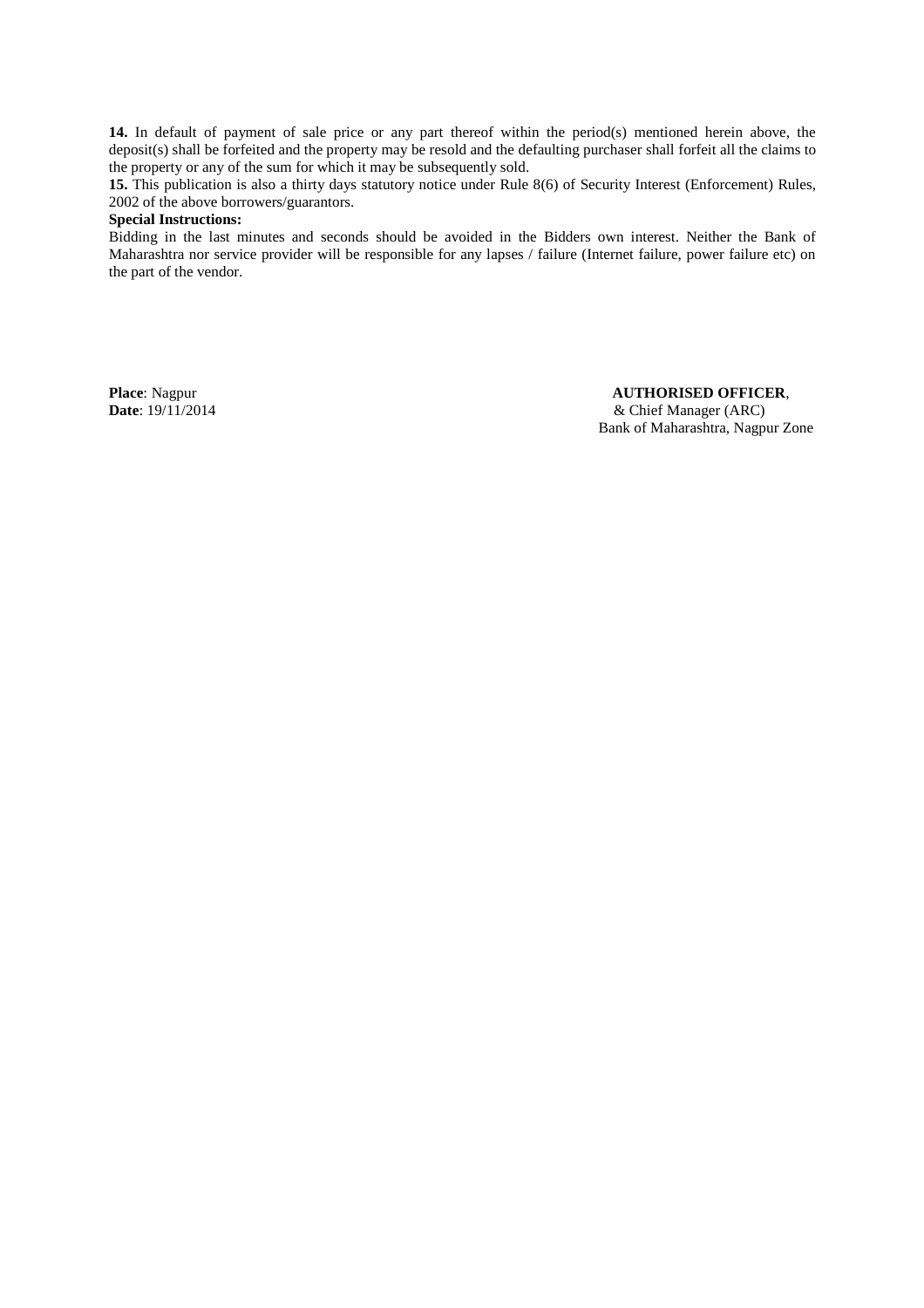**14.** In default of payment of sale price or any part thereof within the period(s) mentioned herein above, the deposit(s) shall be forfeited and the property may be resold and the defaulting purchaser shall forfeit all the claims to the property or any of the sum for which it may be subsequently sold.

**15.** This publication is also a thirty days statutory notice under Rule 8(6) of Security Interest (Enforcement) Rules, 2002 of the above borrowers/guarantors.

**Special Instructions:**

Bidding in the last minutes and seconds should be avoided in the Bidders own interest. Neither the Bank of Maharashtra nor service provider will be responsible for any lapses / failure (Internet failure, power failure etc) on the part of the vendor.

**Place**: Nagpur
**Date**: 19/11/2014

**AUTHORISED OFFICER**,
& Chief Manager (ARC)
Bank of Maharashtra, Nagpur Zone